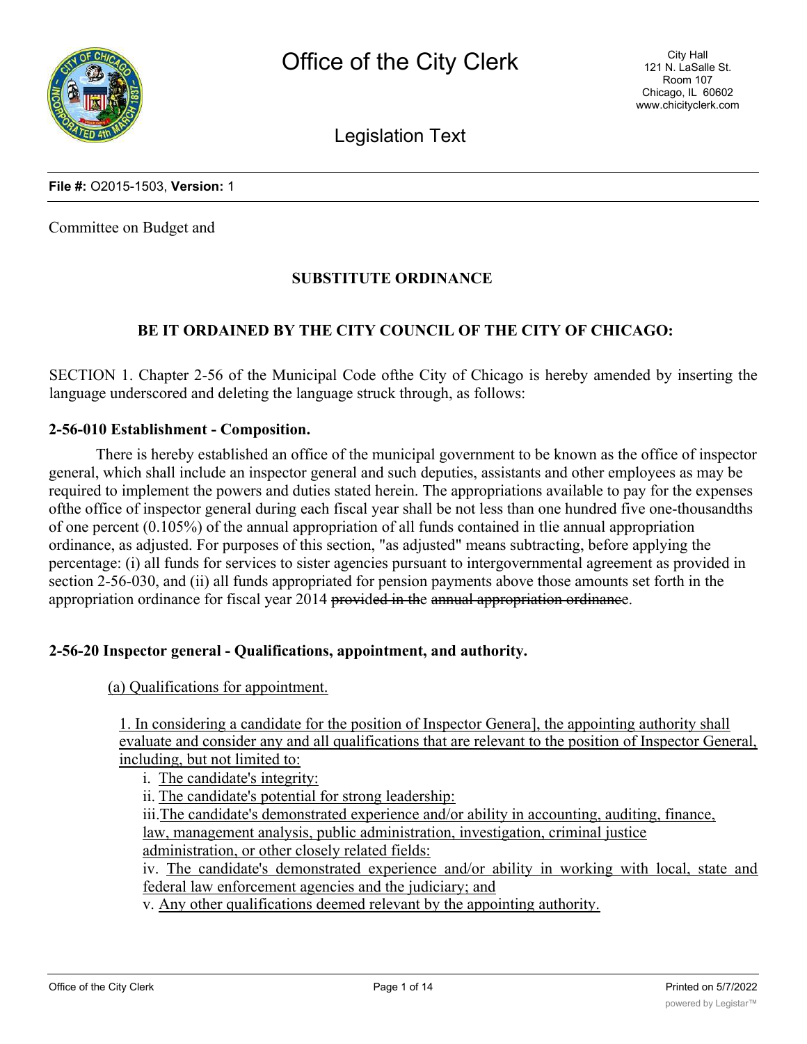# Office of the City Clerk

City Hall
121 N. LaSalle St.
Room 107
Chicago, IL 60602
www.chicityclerk.com

## Legislation Text

**File #:** O2015-1503, **Version:** 1

Committee on Budget and

### SUBSTITUTE ORDINANCE

### BE IT ORDAINED BY THE CITY COUNCIL OF THE CITY OF CHICAGO:

SECTION 1. Chapter 2-56 of the Municipal Code ofthe City of Chicago is hereby amended by inserting the language underscored and deleting the language struck through, as follows:

#### 2-56-010 Establishment - Composition.

There is hereby established an office of the municipal government to be known as the office of inspector general, which shall include an inspector general and such deputies, assistants and other employees as may be required to implement the powers and duties stated herein. The appropriations available to pay for the expenses ofthe office of inspector general during each fiscal year shall be not less than one hundred five one-thousandths of one percent (0.105%) of the annual appropriation of all funds contained in tlie annual appropriation ordinance, as adjusted. For purposes of this section, "as adjusted" means subtracting, before applying the percentage: (i) all funds for services to sister agencies pursuant to intergovernmental agreement as provided in section 2-56-030, and (ii) all funds appropriated for pension payments above those amounts set forth in the appropriation ordinance for fiscal year 2014 ~~provided in the annual appropriation ordinance~~.

#### 2-56-20 Inspector general - Qualifications, appointment, and authority.

<u>(a) Qualifications for appointment.</u>

<u>1. In considering a candidate for the position of Inspector Genera], the appointing authority shall evaluate and consider any and all qualifications that are relevant to the position of Inspector General, including, but not limited to:</u>

i. <u>The candidate's integrity:</u>

ii. <u>The candidate's potential for strong leadership:</u>

iii. <u>The candidate's demonstrated experience and/or ability in accounting, auditing, finance, law, management analysis, public administration, investigation, criminal justice administration, or other closely related fields:</u>

iv. <u>The candidate's demonstrated experience and/or ability in working with local, state and federal law enforcement agencies and the judiciary; and</u>

v. <u>Any other qualifications deemed relevant by the appointing authority.</u>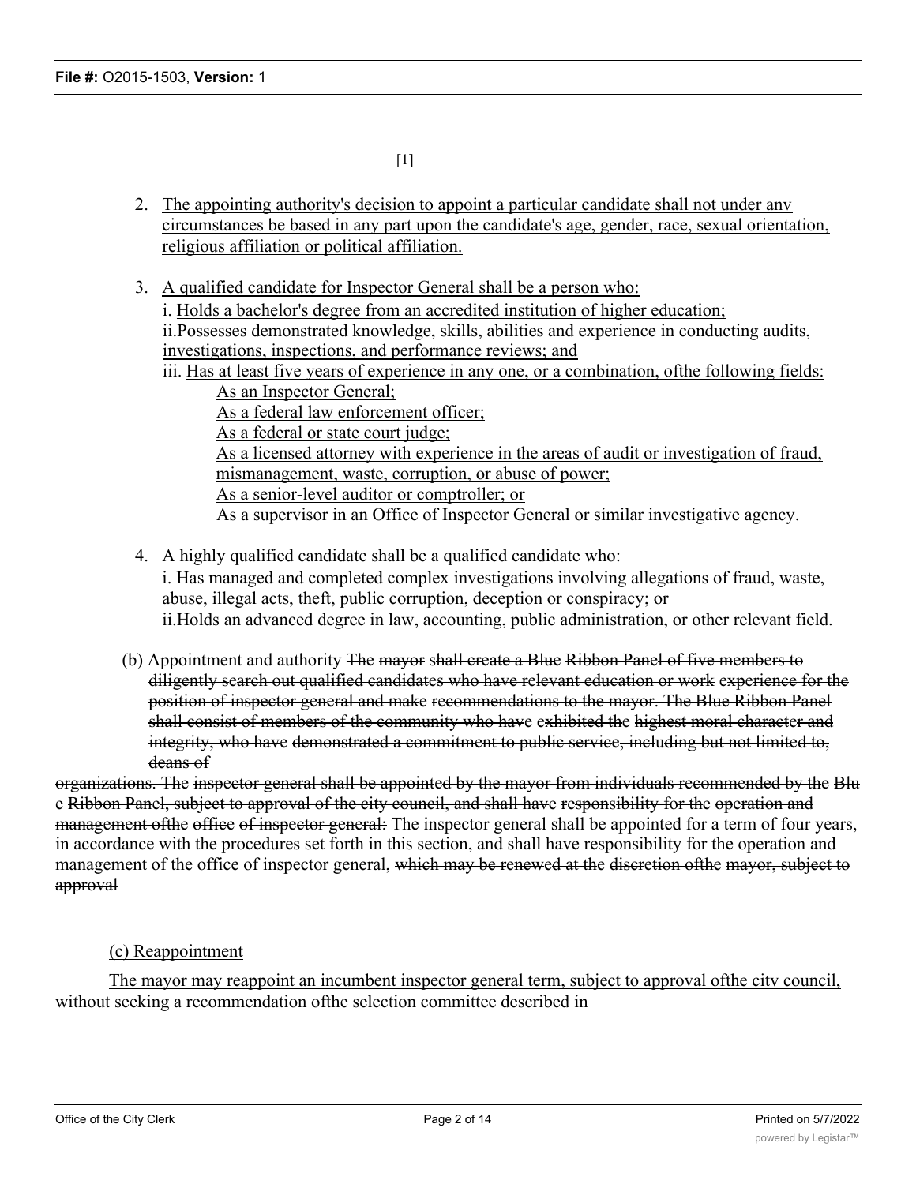[1]

2. The appointing authority's decision to appoint a particular candidate shall not under anv circumstances be based in any part upon the candidate's age, gender, race, sexual orientation, religious affiliation or political affiliation.

3. A qualified candidate for Inspector General shall be a person who:
   i. Holds a bachelor's degree from an accredited institution of higher education;
   ii.Possesses demonstrated knowledge, skills, abilities and experience in conducting audits, investigations, inspections, and performance reviews; and
   iii. Has at least five years of experience in any one, or a combination, ofthe following fields:
   As an Inspector General;
   As a federal law enforcement officer;
   As a federal or state court judge;
   As a licensed attorney with experience in the areas of audit or investigation of fraud, mismanagement, waste, corruption, or abuse of power;
   As a senior-level auditor or comptroller; or
   As a supervisor in an Office of Inspector General or similar investigative agency.

4. A highly qualified candidate shall be a qualified candidate who:
   i. Has managed and completed complex investigations involving allegations of fraud, waste, abuse, illegal acts, theft, public corruption, deception or conspiracy; or
   ii.Holds an advanced degree in law, accounting, public administration, or other relevant field.

(b) Appointment and authority ~~The mayor shall create a Blue Ribbon Panel of five members to diligently search out qualified candidates who have relevant education or work experience for the position of inspector general and make recommendations to the mayor. The Blue Ribbon Panel shall consist of members of the community who have exhibited the highest moral character and integrity, who have demonstrated a commitment to public service, including but not limited to, deans of~~

~~organizations. The inspector general shall be appointed by the mayor from individuals recommended by the Blue Ribbon Panel, subject to approval of the city council, and shall have responsibility for the operation and management ofthe office of inspector general:~~ The inspector general shall be appointed for a term of four years, in accordance with the procedures set forth in this section, and shall have responsibility for the operation and management of the office of inspector general, ~~which may be renewed at the discretion ofthe mayor, subject to approval~~

(c) Reappointment

The mayor may reappoint an incumbent inspector general term, subject to approval ofthe citv council, without seeking a recommendation ofthe selection committee described in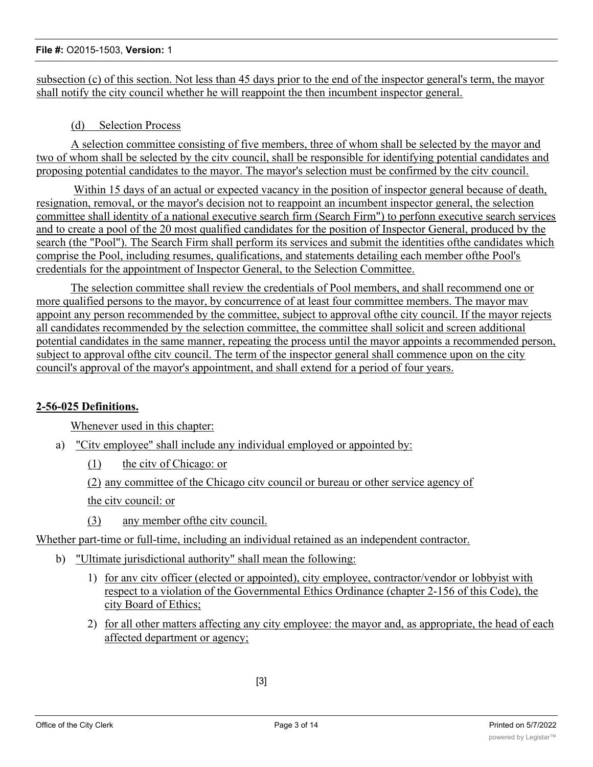subsection (c) of this section. Not less than 45 days prior to the end of the inspector general's term, the mayor shall notify the city council whether he will reappoint the then incumbent inspector general.

(d) Selection Process

A selection committee consisting of five members, three of whom shall be selected by the mayor and two of whom shall be selected by the citv council, shall be responsible for identifying potential candidates and proposing potential candidates to the mayor. The mayor's selection must be confirmed by the citv council.

Within 15 days of an actual or expected vacancy in the position of inspector general because of death, resignation, removal, or the mayor's decision not to reappoint an incumbent inspector general, the selection committee shall identity of a national executive search firm (Search Firm") to perfonn executive search services and to create a pool of the 20 most qualified candidates for the position of Inspector General, produced by the search (the "Pool"). The Search Firm shall perform its services and submit the identities ofthe candidates which comprise the Pool, including resumes, qualifications, and statements detailing each member ofthe Pool's credentials for the appointment of Inspector General, to the Selection Committee.

The selection committee shall review the credentials of Pool members, and shall recommend one or more qualified persons to the mayor, by concurrence of at least four committee members. The mayor mav appoint any person recommended by the committee, subject to approval ofthe city council. If the mayor rejects all candidates recommended by the selection committee, the committee shall solicit and screen additional potential candidates in the same manner, repeating the process until the mayor appoints a recommended person, subject to approval ofthe citv council. The term of the inspector general shall commence upon on the city council's approval of the mayor's appointment, and shall extend for a period of four years.

**2-56-025 Definitions.**

Whenever used in this chapter:

a) "Citv employee" shall include any individual employed or appointed by:

   (1) the citv of Chicago: or

   (2) any committee of the Chicago citv council or bureau or other service agency of the citv council: or

   (3) any member ofthe citv council.

Whether part-time or full-time, including an individual retained as an independent contractor.

b) "Ultimate jurisdictional authority" shall mean the following:

   1) for anv citv officer (elected or appointed), city employee, contractor/vendor or lobbyist with respect to a violation of the Governmental Ethics Ordinance (chapter 2-156 of this Code), the city Board of Ethics;

   2) for all other matters affecting any city employee: the mayor and, as appropriate, the head of each affected department or agency;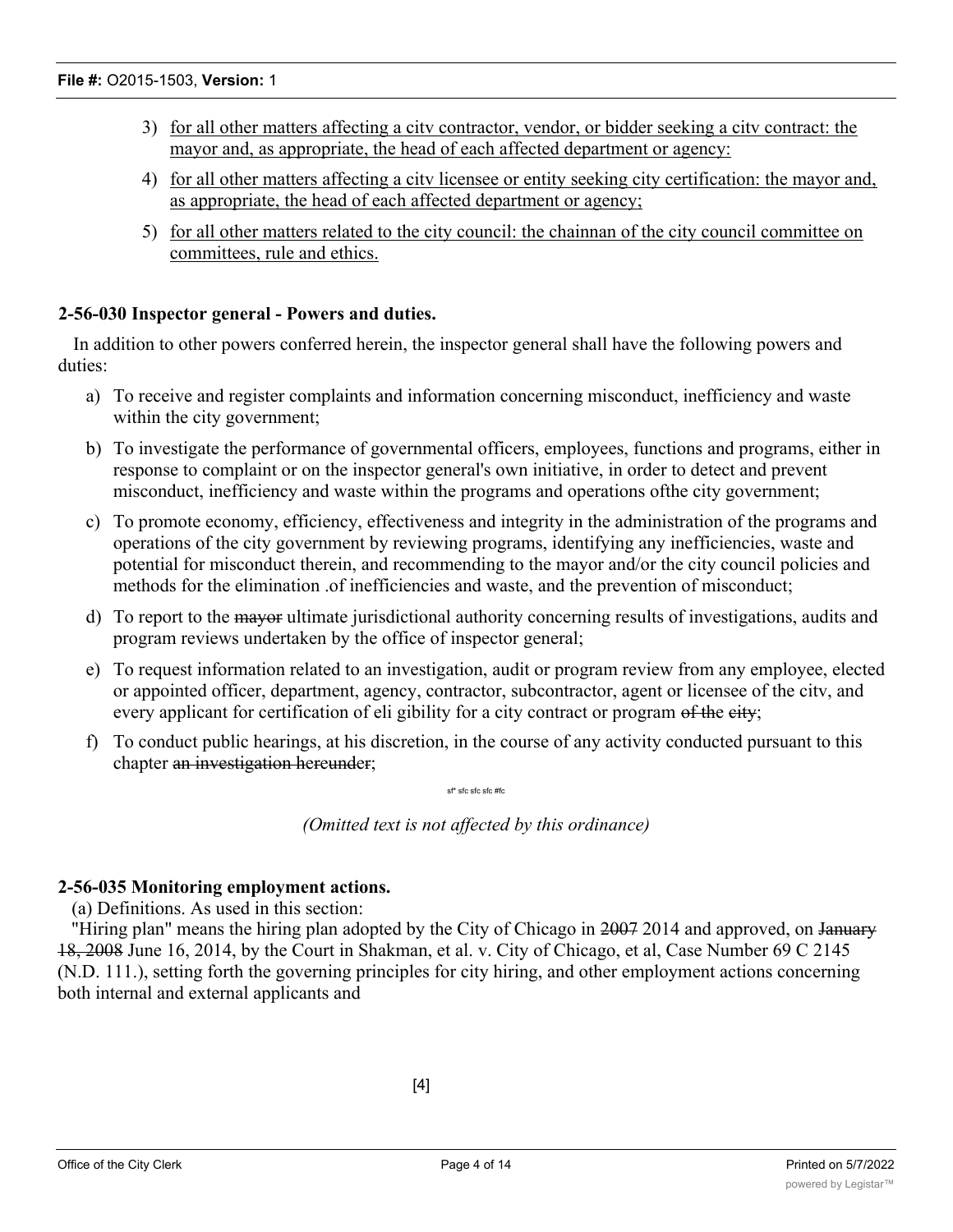3) for all other matters affecting a citv contractor, vendor, or bidder seeking a citv contract: the mayor and, as appropriate, the head of each affected department or agency:

4) for all other matters affecting a citv licensee or entity seeking city certification: the mayor and, as appropriate, the head of each affected department or agency;

5) for all other matters related to the city council: the chainnan of the city council committee on committees, rule and ethics.

**2-56-030 Inspector general - Powers and duties.**

In addition to other powers conferred herein, the inspector general shall have the following powers and duties:

a) To receive and register complaints and information concerning misconduct, inefficiency and waste within the city government;

b) To investigate the performance of governmental officers, employees, functions and programs, either in response to complaint or on the inspector general's own initiative, in order to detect and prevent misconduct, inefficiency and waste within the programs and operations ofthe city government;

c) To promote economy, efficiency, effectiveness and integrity in the administration of the programs and operations of the city government by reviewing programs, identifying any inefficiencies, waste and potential for misconduct therein, and recommending to the mayor and/or the city council policies and methods for the elimination .of inefficiencies and waste, and the prevention of misconduct;

d) To report to the ~~mayor~~ ultimate jurisdictional authority concerning results of investigations, audits and program reviews undertaken by the office of inspector general;

e) To request information related to an investigation, audit or program review from any employee, elected or appointed officer, department, agency, contractor, subcontractor, agent or licensee of the citv, and every applicant for certification of eli gibility for a city contract or program ~~of the city~~;

f) To conduct public hearings, at his discretion, in the course of any activity conducted pursuant to this chapter ~~an investigation hereunder~~;

sf* sfc sfc sfc #fc

*(Omitted text is not affected by this ordinance)*

**2-56-035 Monitoring employment actions.**

(a) Definitions. As used in this section:

"Hiring plan" means the hiring plan adopted by the City of Chicago in ~~2007~~ 2014 and approved, on ~~January 18, 2008~~ June 16, 2014, by the Court in Shakman, et al. v. City of Chicago, et al, Case Number 69 C 2145 (N.D. 111.), setting forth the governing principles for city hiring, and other employment actions concerning both internal and external applicants and

[4]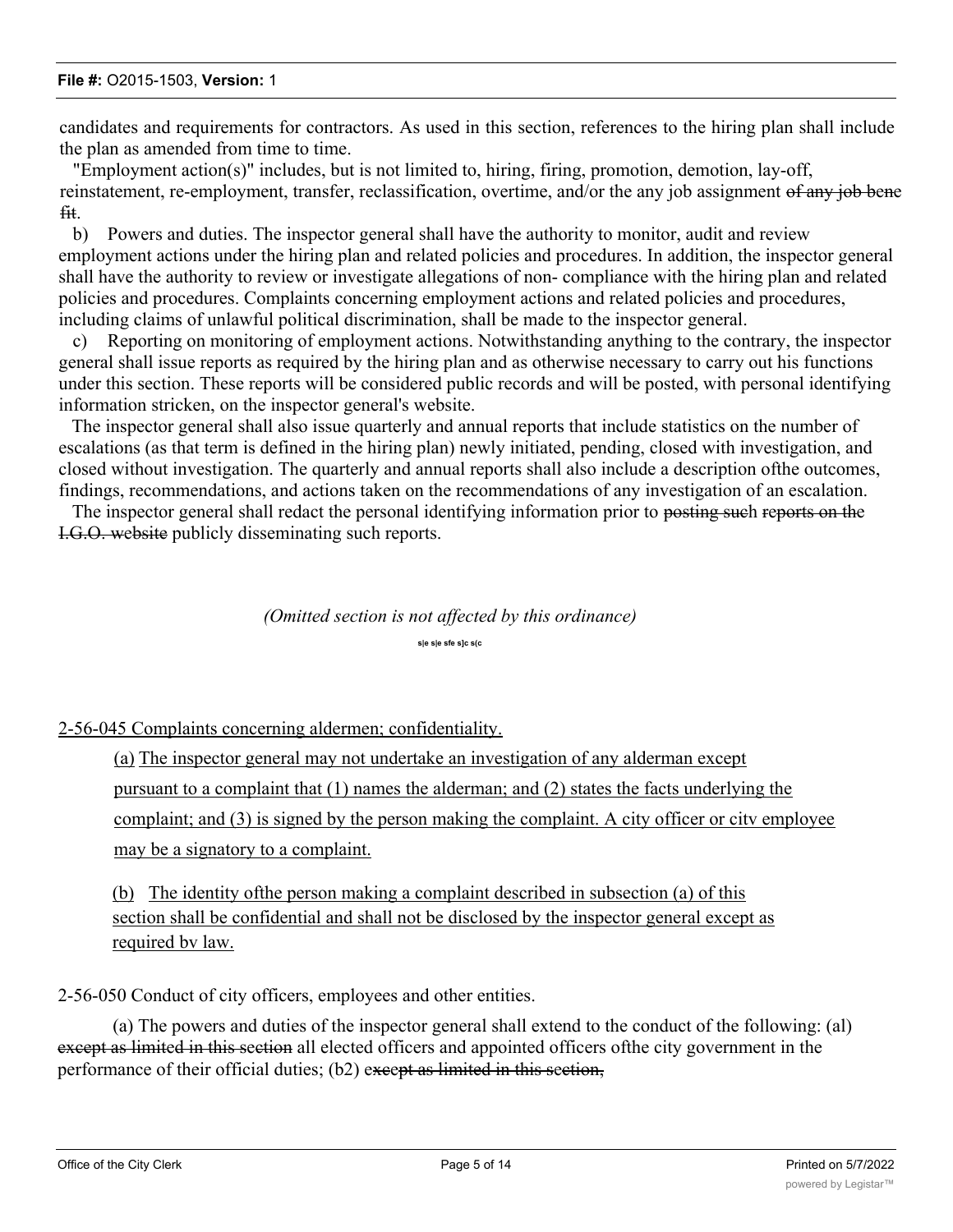candidates and requirements for contractors. As used in this section, references to the hiring plan shall include the plan as amended from time to time.

"Employment action(s)" includes, but is not limited to, hiring, firing, promotion, demotion, lay-off, reinstatement, re-employment, transfer, reclassification, overtime, and/or the any job assignment ~~of any job bene fit~~.

b) Powers and duties. The inspector general shall have the authority to monitor, audit and review employment actions under the hiring plan and related policies and procedures. In addition, the inspector general shall have the authority to review or investigate allegations of non- compliance with the hiring plan and related policies and procedures. Complaints concerning employment actions and related policies and procedures, including claims of unlawful political discrimination, shall be made to the inspector general.

c) Reporting on monitoring of employment actions. Notwithstanding anything to the contrary, the inspector general shall issue reports as required by the hiring plan and as otherwise necessary to carry out his functions under this section. These reports will be considered public records and will be posted, with personal identifying information stricken, on the inspector general's website.

The inspector general shall also issue quarterly and annual reports that include statistics on the number of escalations (as that term is defined in the hiring plan) newly initiated, pending, closed with investigation, and closed without investigation. The quarterly and annual reports shall also include a description ofthe outcomes, findings, recommendations, and actions taken on the recommendations of any investigation of an escalation.

The inspector general shall redact the personal identifying information prior to ~~posting such reports on the I.G.O. website~~ publicly disseminating such reports.

*(Omitted section is not affected by this ordinance)*

s|e s|e sfe s]c s(c

<u>2-56-045 Complaints concerning aldermen; confidentiality.</u>

<u>(a) The inspector general may not undertake an investigation of any alderman except pursuant to a complaint that (1) names the alderman; and (2) states the facts underlying the complaint; and (3) is signed by the person making the complaint. A city officer or citv employee may be a signatory to a complaint.</u>

<u>(b) The identity ofthe person making a complaint described in subsection (a) of this section shall be confidential and shall not be disclosed by the inspector general except as required bv law.</u>

2-56-050 Conduct of city officers, employees and other entities.

(a) The powers and duties of the inspector general shall extend to the conduct of the following: (al) ~~except as limited in this section~~ all elected officers and appointed officers ofthe city government in the performance of their official duties; (b2) ~~except as limited in this section,~~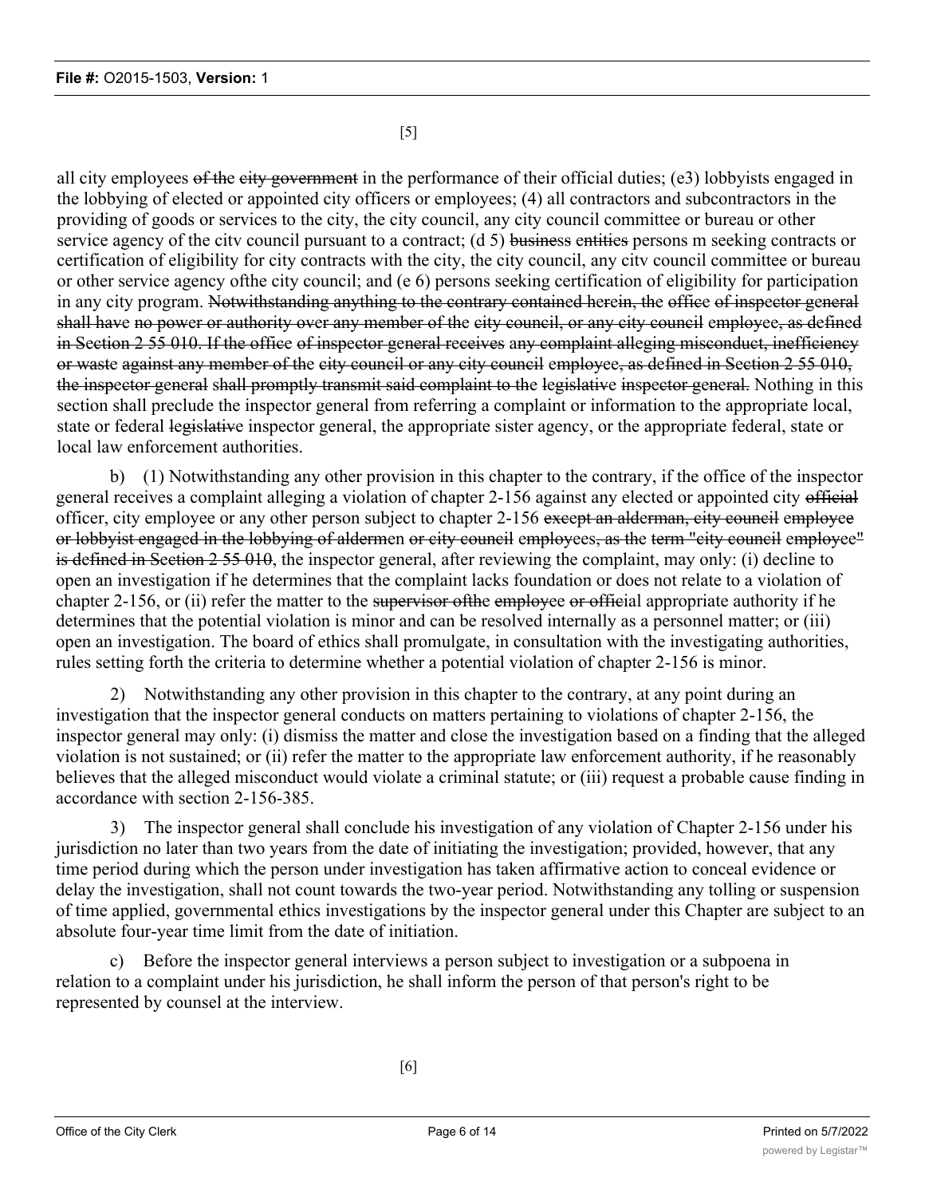all city employees ~~of the city government~~ in the performance of their official duties; (e3) lobbyists engaged in the lobbying of elected or appointed city officers or employees; (4) all contractors and subcontractors in the providing of goods or services to the city, the city council, any city council committee or bureau or other service agency of the citv council pursuant to a contract; (d 5) ~~business entities~~ persons m seeking contracts or certification of eligibility for city contracts with the city, the city council, any citv council committee or bureau or other service agency ofthe city council; and (e 6) persons seeking certification of eligibility for participation in any city program. ~~Notwithstanding anything to the contrary contained herein, the office of inspector general shall have no power or authority over any member of the city council, or any city council employee, as defined in Section 2 55 010. If the office of inspector general receives any complaint alleging misconduct, inefficiency or waste against any member of the city council or any city council employee, as defined in Section 2 55 010, the inspector general shall promptly transmit said complaint to the legislative inspector general.~~ Nothing in this section shall preclude the inspector general from referring a complaint or information to the appropriate local, state or federal ~~legislativ~~e inspector general, the appropriate sister agency, or the appropriate federal, state or local law enforcement authorities.

b) (1) Notwithstanding any other provision in this chapter to the contrary, if the office of the inspector general receives a complaint alleging a violation of chapter 2-156 against any elected or appointed city ~~official~~ officer, city employee or any other person subject to chapter 2-156 ~~except an alderman, city council employee or lobbyist engaged in the lobbying of aldermen or city council employees, as the term "city council employee" is defined in Section 2 55 010~~, the inspector general, after reviewing the complaint, may only: (i) decline to open an investigation if he determines that the complaint lacks foundation or does not relate to a violation of chapter 2-156, or (ii) refer the matter to the ~~supervisor ofthe employee or offici~~al appropriate authority if he determines that the potential violation is minor and can be resolved internally as a personnel matter; or (iii) open an investigation. The board of ethics shall promulgate, in consultation with the investigating authorities, rules setting forth the criteria to determine whether a potential violation of chapter 2-156 is minor.

2) Notwithstanding any other provision in this chapter to the contrary, at any point during an investigation that the inspector general conducts on matters pertaining to violations of chapter 2-156, the inspector general may only: (i) dismiss the matter and close the investigation based on a finding that the alleged violation is not sustained; or (ii) refer the matter to the appropriate law enforcement authority, if he reasonably believes that the alleged misconduct would violate a criminal statute; or (iii) request a probable cause finding in accordance with section 2-156-385.

3) The inspector general shall conclude his investigation of any violation of Chapter 2-156 under his jurisdiction no later than two years from the date of initiating the investigation; provided, however, that any time period during which the person under investigation has taken affirmative action to conceal evidence or delay the investigation, shall not count towards the two-year period. Notwithstanding any tolling or suspension of time applied, governmental ethics investigations by the inspector general under this Chapter are subject to an absolute four-year time limit from the date of initiation.

c) Before the inspector general interviews a person subject to investigation or a subpoena in relation to a complaint under his jurisdiction, he shall inform the person of that person's right to be represented by counsel at the interview.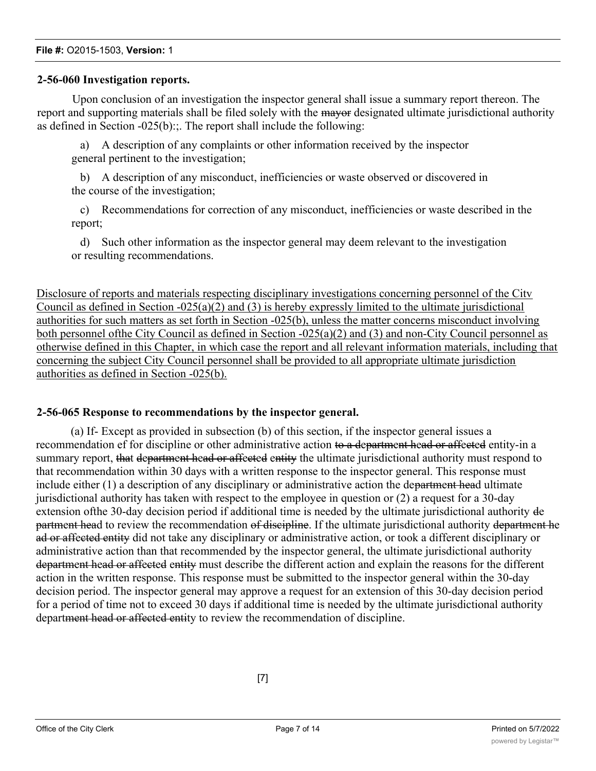## 2-56-060 Investigation reports.

Upon conclusion of an investigation the inspector general shall issue a summary report thereon. The report and supporting materials shall be filed solely with the ~~mayor~~ designated ultimate jurisdictional authority as defined in Section -025(b):;. The report shall include the following:

a) A description of any complaints or other information received by the inspector general pertinent to the investigation;

b) A description of any misconduct, inefficiencies or waste observed or discovered in the course of the investigation;

c) Recommendations for correction of any misconduct, inefficiencies or waste described in the report;

d) Such other information as the inspector general may deem relevant to the investigation or resulting recommendations.

<u>Disclosure of reports and materials respecting disciplinary investigations concerning personnel of the Citv Council as defined in Section -025(a)(2) and (3) is hereby expressly limited to the ultimate jurisdictional authorities for such matters as set forth in Section -025(b), unless the matter concerns misconduct involving both personnel ofthe City Council as defined in Section -025(a)(2) and (3) and non-City Council personnel as otherwise defined in this Chapter, in which case the report and all relevant information materials, including that concerning the subject City Council personnel shall be provided to all appropriate ultimate jurisdiction authorities as defined in Section -025(b).</u>

## 2-56-065 Response to recommendations by the inspector general.

(a) If- Except as provided in subsection (b) of this section, if the inspector general issues a recommendation ~~ef~~ for discipline or other administrative action ~~to a department head or affected~~ entity-in a summary report, ~~that department head or affected entity~~ the ultimate jurisdictional authority must respond to that recommendation within 30 days with a written response to the inspector general. This response must include either (1) a description of any disciplinary or administrative action the de~~partment hea~~d ultimate jurisdictional authority has taken with respect to the employee in question or (2) a request for a 30-day extension ofthe 30-day decision period if additional time is needed by the ultimate jurisdictional authority ~~department hea~~d to review the recommendation ~~of discipline~~. If the ultimate jurisdictional authority ~~department head or affected entity~~ did not take any disciplinary or administrative action, or took a different disciplinary or administrative action than that recommended by the inspector general, the ultimate jurisdictional authority ~~department head or affected entity~~ must describe the different action and explain the reasons for the different action in the written response. This response must be submitted to the inspector general within the 30-day decision period. The inspector general may approve a request for an extension of this 30-day decision period for a period of time not to exceed 30 days if additional time is needed by the ultimate jurisdictional authority depart~~ment head or affected enti~~ty to review the recommendation of discipline.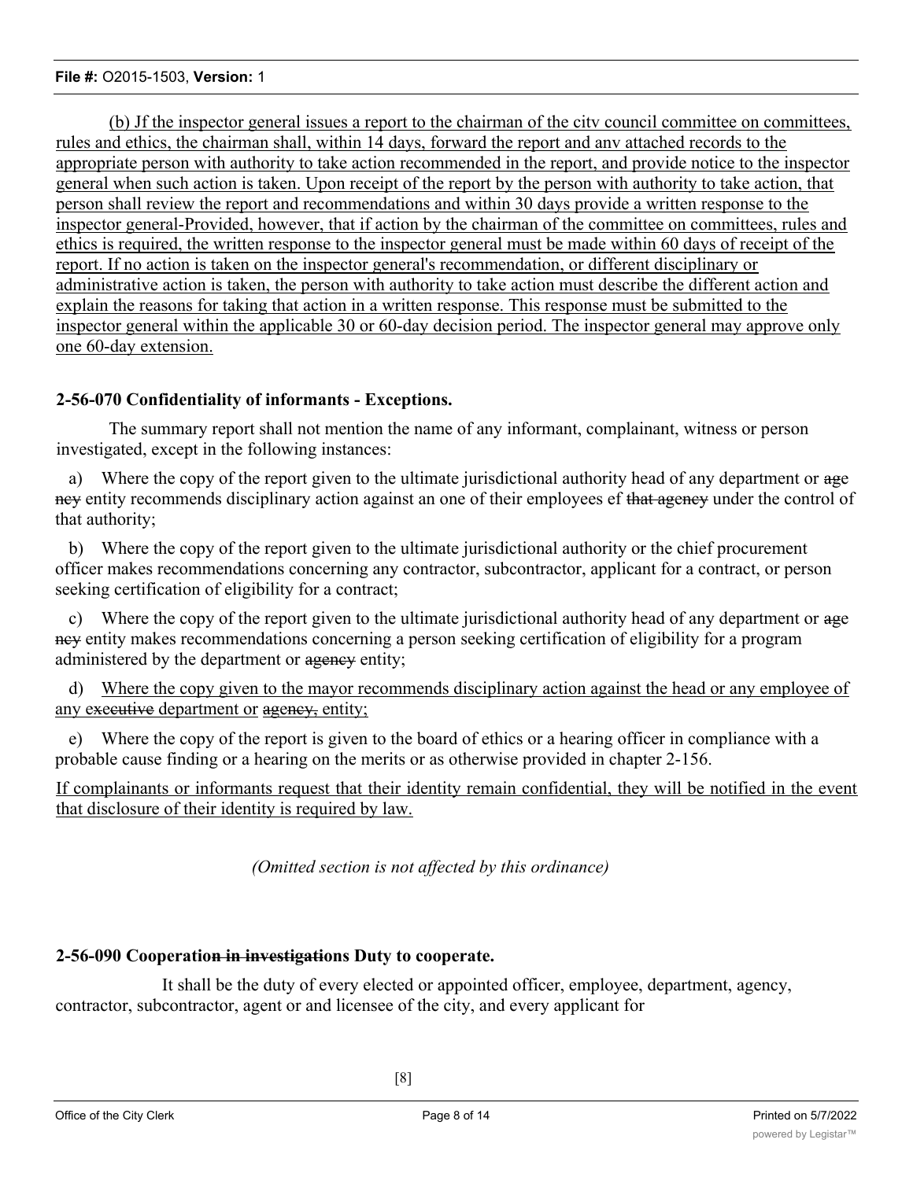(b) Jf the inspector general issues a report to the chairman of the citv council committee on committees, rules and ethics, the chairman shall, within 14 days, forward the report and anv attached records to the appropriate person with authority to take action recommended in the report, and provide notice to the inspector general when such action is taken. Upon receipt of the report by the person with authority to take action, that person shall review the report and recommendations and within 30 days provide a written response to the inspector general-Provided, however, that if action by the chairman of the committee on committees, rules and ethics is required, the written response to the inspector general must be made within 60 days of receipt of the report. If no action is taken on the inspector general's recommendation, or different disciplinary or administrative action is taken, the person with authority to take action must describe the different action and explain the reasons for taking that action in a written response. This response must be submitted to the inspector general within the applicable 30 or 60-day decision period. The inspector general may approve only one 60-day extension.

**2-56-070 Confidentiality of informants - Exceptions.**

The summary report shall not mention the name of any informant, complainant, witness or person investigated, except in the following instances:

a) Where the copy of the report given to the ultimate jurisdictional authority head of any department or ~~age ncy~~ entity recommends disciplinary action against an one of their employees ef ~~that agency~~ under the control of that authority;

b) Where the copy of the report given to the ultimate jurisdictional authority or the chief procurement officer makes recommendations concerning any contractor, subcontractor, applicant for a contract, or person seeking certification of eligibility for a contract;

c) Where the copy of the report given to the ultimate jurisdictional authority head of any department or ~~age ncy~~ entity makes recommendations concerning a person seeking certification of eligibility for a program administered by the department or ~~agency~~ entity;

d) Where the copy given to the mayor recommends disciplinary action against the head or any employee of any ~~executive~~ department or ~~agency,~~ entity;

e) Where the copy of the report is given to the board of ethics or a hearing officer in compliance with a probable cause finding or a hearing on the merits or as otherwise provided in chapter 2-156.

If complainants or informants request that their identity remain confidential, they will be notified in the event that disclosure of their identity is required by law.

*(Omitted section is not affected by this ordinance)*

**2-56-090 Cooperatio~~n in investigatio~~ns Duty to cooperate.**

It shall be the duty of every elected or appointed officer, employee, department, agency, contractor, subcontractor, agent or and licensee of the city, and every applicant for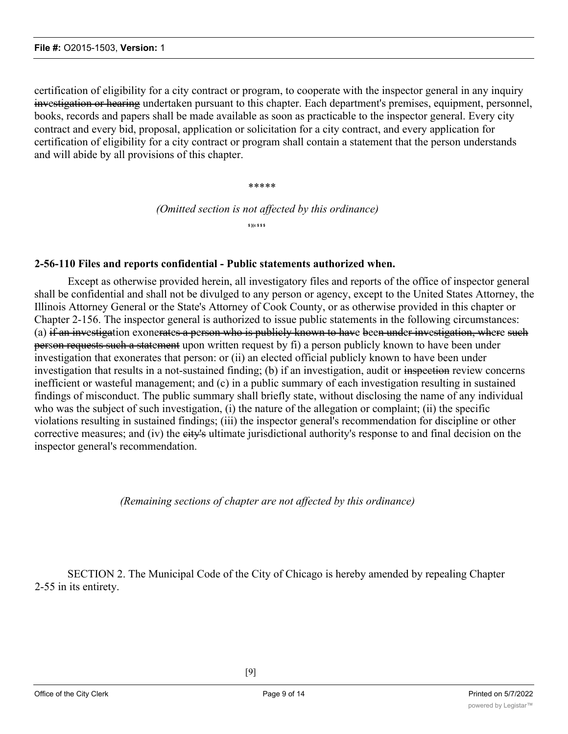certification of eligibility for a city contract or program, to cooperate with the inspector general in any inquiry ~~investigation or hearing~~ undertaken pursuant to this chapter. Each department's premises, equipment, personnel, books, records and papers shall be made available as soon as practicable to the inspector general. Every city contract and every bid, proposal, application or solicitation for a city contract, and every application for certification of eligibility for a city contract or program shall contain a statement that the person understands and will abide by all provisions of this chapter.

*****

*(Omitted section is not affected by this ordinance)*

$ )(c $ $ $

**2-56-110 Files and reports confidential - Public statements authorized when.**

Except as otherwise provided herein, all investigatory files and reports of the office of inspector general shall be confidential and shall not be divulged to any person or agency, except to the United States Attorney, the Illinois Attorney General or the State's Attorney of Cook County, or as otherwise provided in this chapter or Chapter 2-156. The inspector general is authorized to issue public statements in the following circumstances: (a) ~~if an investigation exonerates a person who is publicly known to have been under investigation, where such person requests such a statement~~ upon written request by fi) a person publicly known to have been under investigation that exonerates that person: or (ii) an elected official publicly known to have been under investigation that results in a not-sustained finding; (b) if an investigation, audit or ~~inspection~~ review concerns inefficient or wasteful management; and (c) in a public summary of each investigation resulting in sustained findings of misconduct. The public summary shall briefly state, without disclosing the name of any individual who was the subject of such investigation, (i) the nature of the allegation or complaint; (ii) the specific violations resulting in sustained findings; (iii) the inspector general's recommendation for discipline or other corrective measures; and (iv) the ~~city's~~ ultimate jurisdictional authority's response to and final decision on the inspector general's recommendation.

*(Remaining sections of chapter are not affected by this ordinance)*

SECTION 2. The Municipal Code of the City of Chicago is hereby amended by repealing Chapter 2-55 in its entirety.

[9]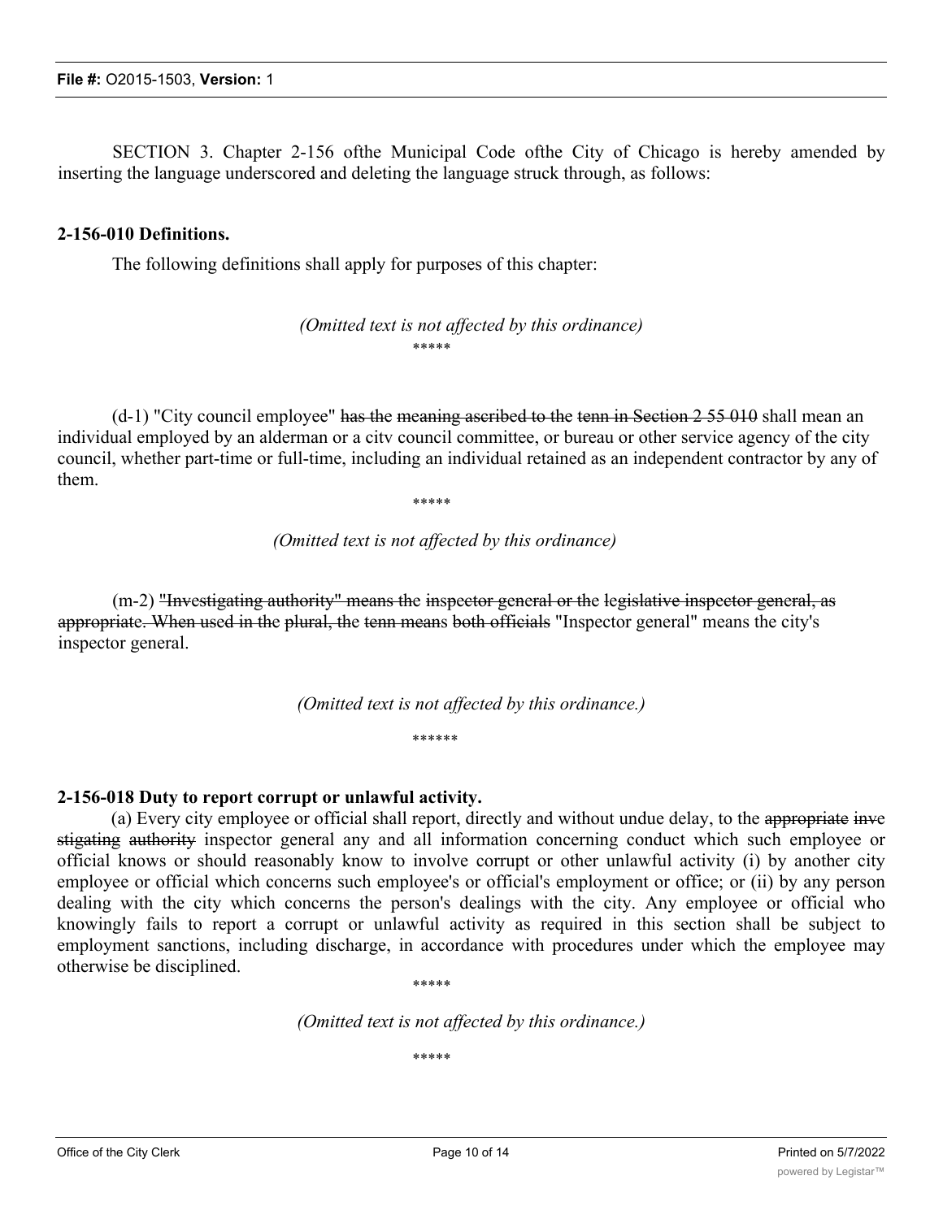SECTION 3. Chapter 2-156 ofthe Municipal Code ofthe City of Chicago is hereby amended by inserting the language underscored and deleting the language struck through, as follows:

**2-156-010 Definitions.**

The following definitions shall apply for purposes of this chapter:

*(Omitted text is not affected by this ordinance)*

\*\*\*\*\*

(d-1) "City council employee" ~~has the meaning ascribed to the tenn in Section 2 55 010~~ shall mean an individual employed by an alderman or a citv council committee, or bureau or other service agency of the city council, whether part-time or full-time, including an individual retained as an independent contractor by any of them.

\*\*\*\*\*

*(Omitted text is not affected by this ordinance)*

(m-2) ~~"Investigating authority" means the inspector general or the legislative inspector general, as appropriate. When used in the plural, the tenn means both officials~~ "Inspector general" means the city's inspector general.

*(Omitted text is not affected by this ordinance.)*

\*\*\*\*\*\*

**2-156-018 Duty to report corrupt or unlawful activity.**

(a) Every city employee or official shall report, directly and without undue delay, to the ~~appropriate investigating authority~~ inspector general any and all information concerning conduct which such employee or official knows or should reasonably know to involve corrupt or other unlawful activity (i) by another city employee or official which concerns such employee's or official's employment or office; or (ii) by any person dealing with the city which concerns the person's dealings with the city. Any employee or official who knowingly fails to report a corrupt or unlawful activity as required in this section shall be subject to employment sanctions, including discharge, in accordance with procedures under which the employee may otherwise be disciplined.

\*\*\*\*\*

*(Omitted text is not affected by this ordinance.)*

\*\*\*\*\*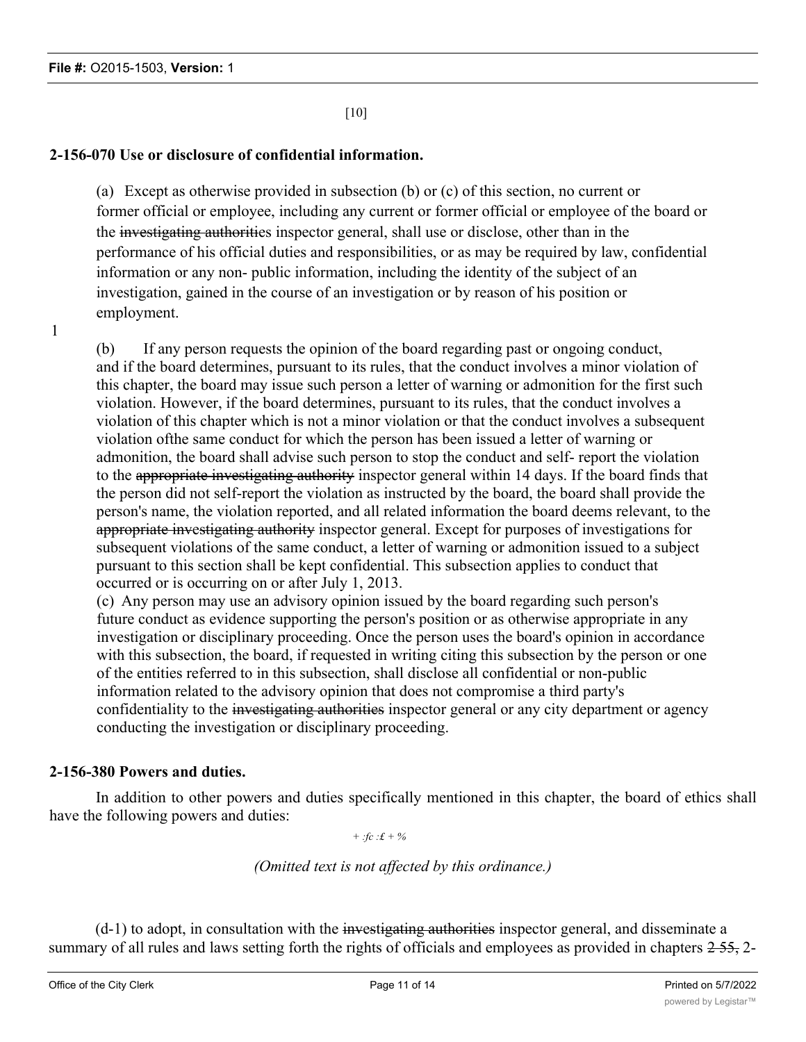[10]

**2-156-070 Use or disclosure of confidential information.**

(a) Except as otherwise provided in subsection (b) or (c) of this section, no current or former official or employee, including any current or former official or employee of the board or the ~~investigating authoritie~~s inspector general, shall use or disclose, other than in the performance of his official duties and responsibilities, or as may be required by law, confidential information or any non- public information, including the identity of the subject of an investigation, gained in the course of an investigation or by reason of his position or employment.

1

(b) If any person requests the opinion of the board regarding past or ongoing conduct, and if the board determines, pursuant to its rules, that the conduct involves a minor violation of this chapter, the board may issue such person a letter of warning or admonition for the first such violation. However, if the board determines, pursuant to its rules, that the conduct involves a violation of this chapter which is not a minor violation or that the conduct involves a subsequent violation ofthe same conduct for which the person has been issued a letter of warning or admonition, the board shall advise such person to stop the conduct and self- report the violation to the ~~appropriate investigating authority~~ inspector general within 14 days. If the board finds that the person did not self-report the violation as instructed by the board, the board shall provide the person's name, the violation reported, and all related information the board deems relevant, to the ~~appropriate investigating authority~~ inspector general. Except for purposes of investigations for subsequent violations of the same conduct, a letter of warning or admonition issued to a subject pursuant to this section shall be kept confidential. This subsection applies to conduct that occurred or is occurring on or after July 1, 2013.

(c) Any person may use an advisory opinion issued by the board regarding such person's future conduct as evidence supporting the person's position or as otherwise appropriate in any investigation or disciplinary proceeding. Once the person uses the board's opinion in accordance with this subsection, the board, if requested in writing citing this subsection by the person or one of the entities referred to in this subsection, shall disclose all confidential or non-public information related to the advisory opinion that does not compromise a third party's confidentiality to the ~~investigating authorities~~ inspector general or any city department or agency conducting the investigation or disciplinary proceeding.

**2-156-380 Powers and duties.**

In addition to other powers and duties specifically mentioned in this chapter, the board of ethics shall have the following powers and duties:

*+ :fc :£ + %*

*(Omitted text is not affected by this ordinance.)*

(d-1) to adopt, in consultation with the ~~investigating authorities~~ inspector general, and disseminate a summary of all rules and laws setting forth the rights of officials and employees as provided in chapters ~~2-55,~~ 2-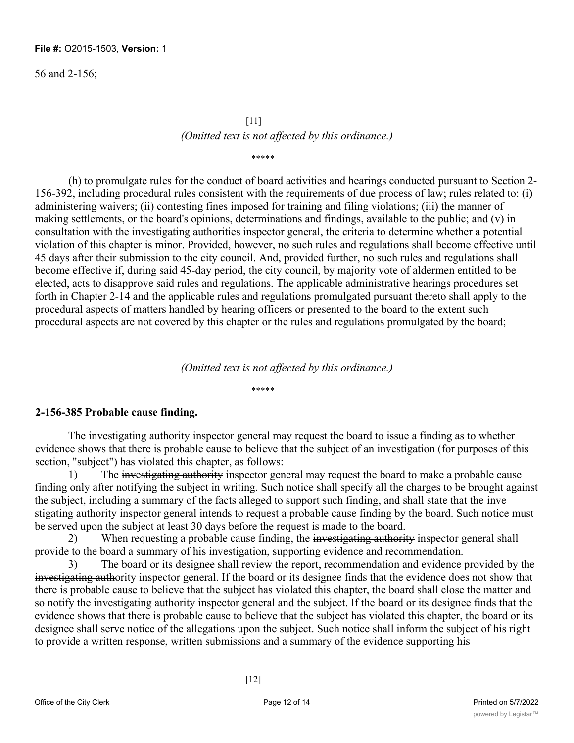56 and 2-156;

[11]

*(Omitted text is not affected by this ordinance.)*

\*\*\*\*\*

(h) to promulgate rules for the conduct of board activities and hearings conducted pursuant to Section 2-156-392, including procedural rules consistent with the requirements of due process of law; rules related to: (i) administering waivers; (ii) contesting fines imposed for training and filing violations; (iii) the manner of making settlements, or the board's opinions, determinations and findings, available to the public; and (v) in consultation with the ~~investigating authorities~~ inspector general, the criteria to determine whether a potential violation of this chapter is minor. Provided, however, no such rules and regulations shall become effective until 45 days after their submission to the city council. And, provided further, no such rules and regulations shall become effective if, during said 45-day period, the city council, by majority vote of aldermen entitled to be elected, acts to disapprove said rules and regulations. The applicable administrative hearings procedures set forth in Chapter 2-14 and the applicable rules and regulations promulgated pursuant thereto shall apply to the procedural aspects of matters handled by hearing officers or presented to the board to the extent such procedural aspects are not covered by this chapter or the rules and regulations promulgated by the board;

*(Omitted text is not affected by this ordinance.)*

\*\*\*\*\*

**2-156-385 Probable cause finding.**

The ~~investigating authority~~ inspector general may request the board to issue a finding as to whether evidence shows that there is probable cause to believe that the subject of an investigation (for purposes of this section, "subject") has violated this chapter, as follows:

1) The ~~investigating authority~~ inspector general may request the board to make a probable cause finding only after notifying the subject in writing. Such notice shall specify all the charges to be brought against the subject, including a summary of the facts alleged to support such finding, and shall state that the ~~investigating authority~~ inspector general intends to request a probable cause finding by the board. Such notice must be served upon the subject at least 30 days before the request is made to the board.

2) When requesting a probable cause finding, the ~~investigating authority~~ inspector general shall provide to the board a summary of his investigation, supporting evidence and recommendation.

3) The board or its designee shall review the report, recommendation and evidence provided by the ~~investigating authority~~ inspector general. If the board or its designee finds that the evidence does not show that there is probable cause to believe that the subject has violated this chapter, the board shall close the matter and so notify the ~~investigating authority~~ inspector general and the subject. If the board or its designee finds that the evidence shows that there is probable cause to believe that the subject has violated this chapter, the board or its designee shall serve notice of the allegations upon the subject. Such notice shall inform the subject of his right to provide a written response, written submissions and a summary of the evidence supporting his

[12]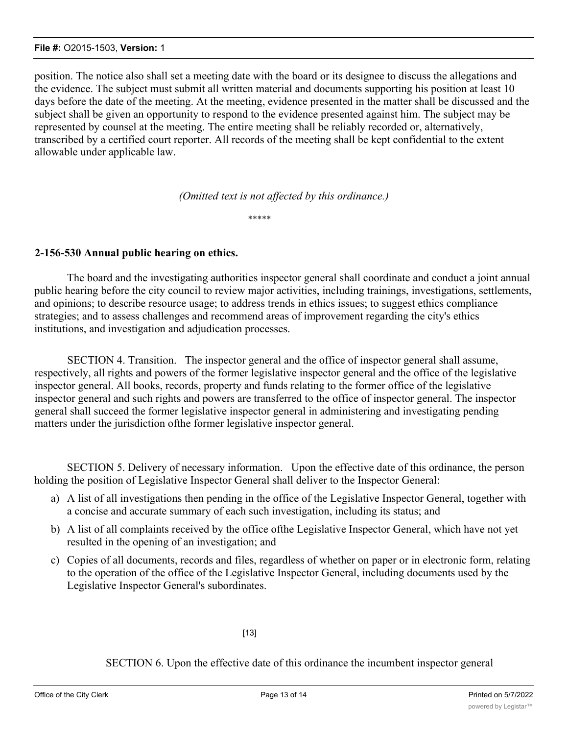position. The notice also shall set a meeting date with the board or its designee to discuss the allegations and the evidence. The subject must submit all written material and documents supporting his position at least 10 days before the date of the meeting. At the meeting, evidence presented in the matter shall be discussed and the subject shall be given an opportunity to respond to the evidence presented against him. The subject may be represented by counsel at the meeting. The entire meeting shall be reliably recorded or, alternatively, transcribed by a certified court reporter. All records of the meeting shall be kept confidential to the extent allowable under applicable law.

*(Omitted text is not affected by this ordinance.)*

*****

**2-156-530 Annual public hearing on ethics.**

The board and the ~~investigating authoriti~~es inspector general shall coordinate and conduct a joint annual public hearing before the city council to review major activities, including trainings, investigations, settlements, and opinions; to describe resource usage; to address trends in ethics issues; to suggest ethics compliance strategies; and to assess challenges and recommend areas of improvement regarding the city's ethics institutions, and investigation and adjudication processes.

SECTION 4. Transition. The inspector general and the office of inspector general shall assume, respectively, all rights and powers of the former legislative inspector general and the office of the legislative inspector general. All books, records, property and funds relating to the former office of the legislative inspector general and such rights and powers are transferred to the office of inspector general. The inspector general shall succeed the former legislative inspector general in administering and investigating pending matters under the jurisdiction ofthe former legislative inspector general.

SECTION 5. Delivery of necessary information. Upon the effective date of this ordinance, the person holding the position of Legislative Inspector General shall deliver to the Inspector General:

a) A list of all investigations then pending in the office of the Legislative Inspector General, together with a concise and accurate summary of each such investigation, including its status; and
b) A list of all complaints received by the office ofthe Legislative Inspector General, which have not yet resulted in the opening of an investigation; and
c) Copies of all documents, records and files, regardless of whether on paper or in electronic form, relating to the operation of the office of the Legislative Inspector General, including documents used by the Legislative Inspector General's subordinates.

[13]

SECTION 6. Upon the effective date of this ordinance the incumbent inspector general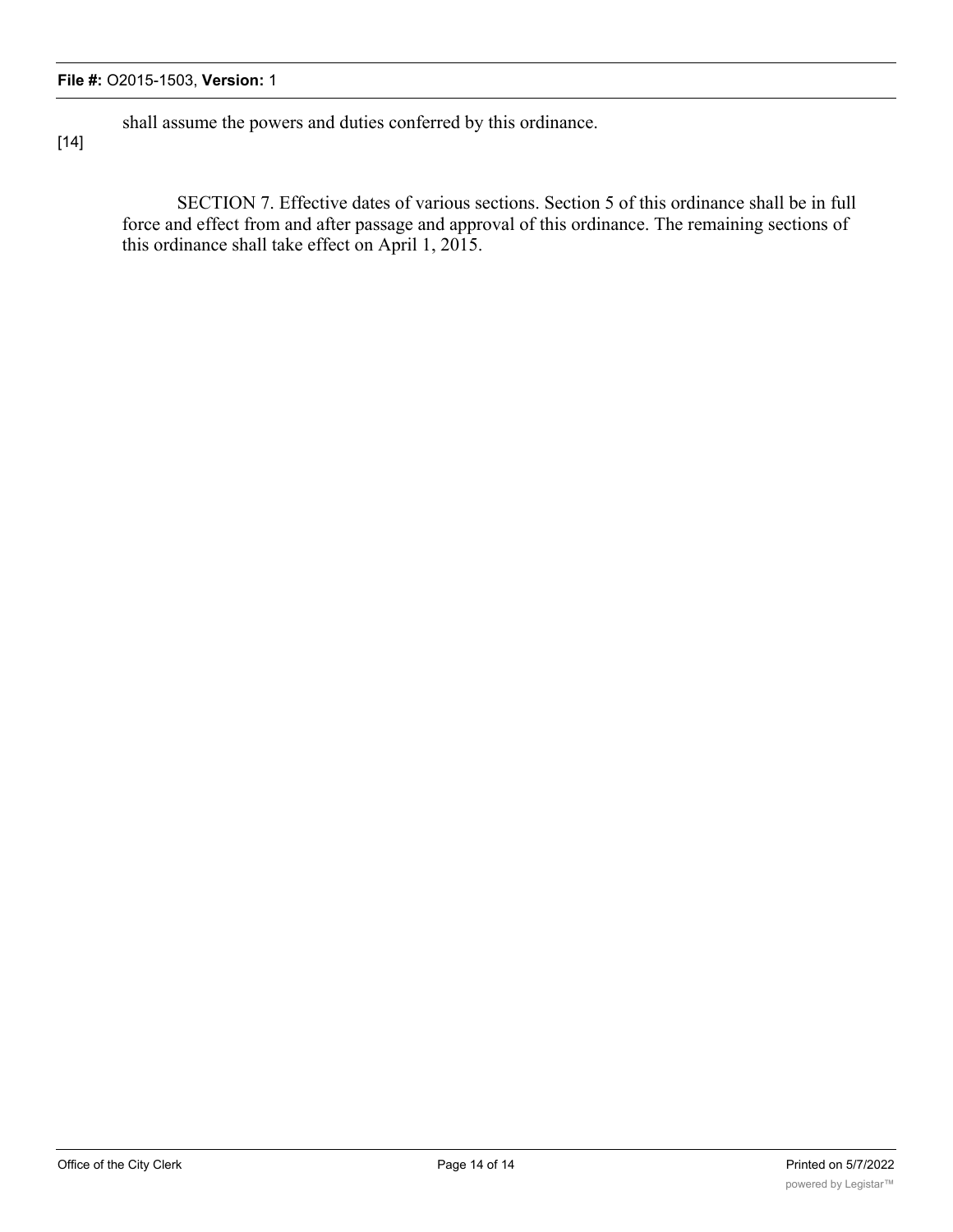shall assume the powers and duties conferred by this ordinance.

[14]

SECTION 7. Effective dates of various sections. Section 5 of this ordinance shall be in full force and effect from and after passage and approval of this ordinance. The remaining sections of this ordinance shall take effect on April 1, 2015.